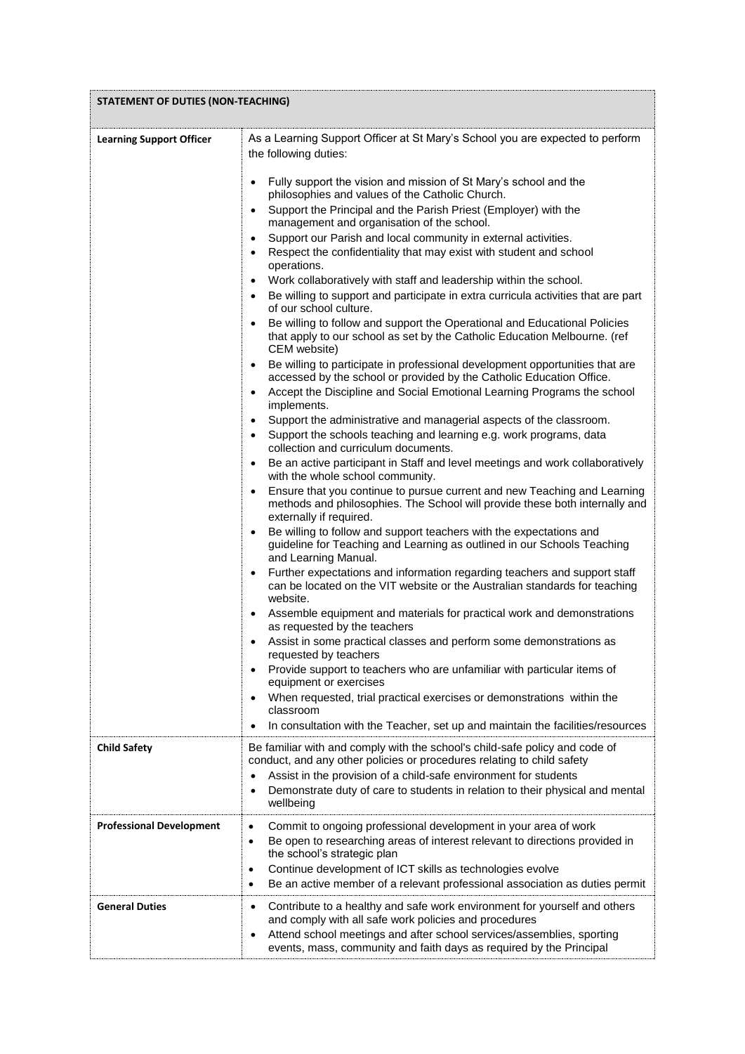| STATEMENT OF DUTIES (NON-TEACHING) | |
|---|---|
| **Learning Support Officer** | As a Learning Support Officer at St Mary's School you are expected to perform the following duties:<br><br>• Fully support the vision and mission of St Mary's school and the philosophies and values of the Catholic Church.<br>• Support the Principal and the Parish Priest (Employer) with the management and organisation of the school.<br>• Support our Parish and local community in external activities.<br>• Respect the confidentiality that may exist with student and school operations.<br>• Work collaboratively with staff and leadership within the school.<br>• Be willing to support and participate in extra curricula activities that are part of our school culture.<br>• Be willing to follow and support the Operational and Educational Policies that apply to our school as set by the Catholic Education Melbourne. (ref CEM website)<br>• Be willing to participate in professional development opportunities that are accessed by the school or provided by the Catholic Education Office.<br>• Accept the Discipline and Social Emotional Learning Programs the school implements.<br>• Support the administrative and managerial aspects of the classroom.<br>• Support the schools teaching and learning e.g. work programs, data collection and curriculum documents.<br>• Be an active participant in Staff and level meetings and work collaboratively with the whole school community.<br>• Ensure that you continue to pursue current and new Teaching and Learning methods and philosophies. The School will provide these both internally and externally if required.<br>• Be willing to follow and support teachers with the expectations and guideline for Teaching and Learning as outlined in our Schools Teaching and Learning Manual.<br>• Further expectations and information regarding teachers and support staff can be located on the VIT website or the Australian standards for teaching website.<br>• Assemble equipment and materials for practical work and demonstrations as requested by the teachers<br>• Assist in some practical classes and perform some demonstrations as requested by teachers<br>• Provide support to teachers who are unfamiliar with particular items of equipment or exercises<br>• When requested, trial practical exercises or demonstrations within the classroom<br>• In consultation with the Teacher, set up and maintain the facilities/resources |
| **Child Safety** | Be familiar with and comply with the school's child-safe policy and code of conduct, and any other policies or procedures relating to child safety<br>• Assist in the provision of a child-safe environment for students<br>• Demonstrate duty of care to students in relation to their physical and mental wellbeing |
| **Professional Development** | • Commit to ongoing professional development in your area of work<br>• Be open to researching areas of interest relevant to directions provided in the school's strategic plan<br>• Continue development of ICT skills as technologies evolve<br>• Be an active member of a relevant professional association as duties permit |
| **General Duties** | • Contribute to a healthy and safe work environment for yourself and others and comply with all safe work policies and procedures<br>• Attend school meetings and after school services/assemblies, sporting events, mass, community and faith days as required by the Principal |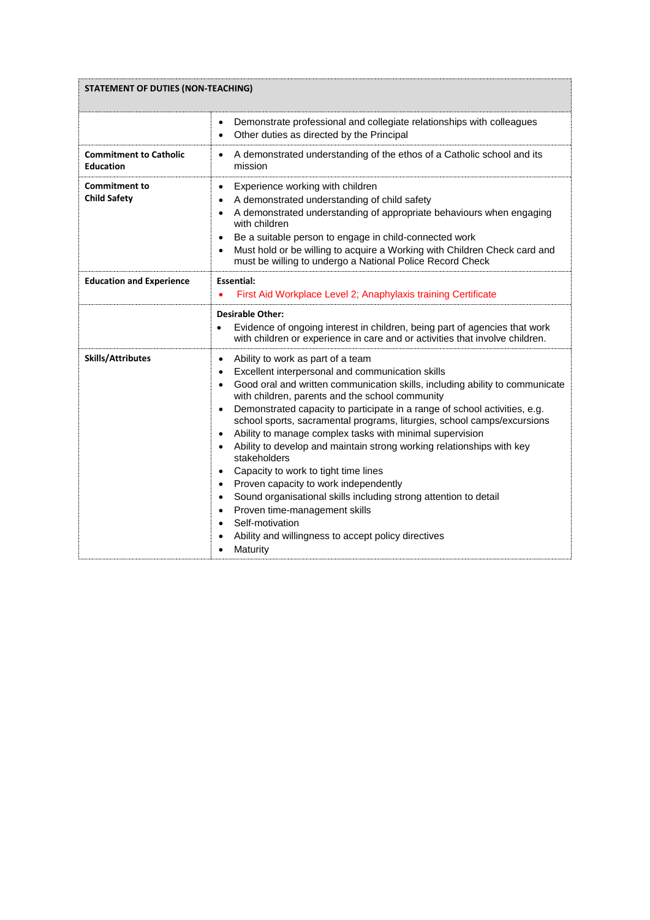| STATEMENT OF DUTIES (NON-TEACHING) | |
|---|---|
| | • Demonstrate professional and collegiate relationships with colleagues<br>• Other duties as directed by the Principal |
| **Commitment to Catholic Education** | • A demonstrated understanding of the ethos of a Catholic school and its mission |
| **Commitment to Child Safety** | • Experience working with children<br>• A demonstrated understanding of child safety<br>• A demonstrated understanding of appropriate behaviours when engaging with children<br>• Be a suitable person to engage in child-connected work<br>• Must hold or be willing to acquire a Working with Children Check card and must be willing to undergo a National Police Record Check |
| **Education and Experience** | **Essential:**<br>• First Aid Workplace Level 2; Anaphylaxis training Certificate |
| | **Desirable Other:**<br>• Evidence of ongoing interest in children, being part of agencies that work with children or experience in care and or activities that involve children. |
| **Skills/Attributes** | • Ability to work as part of a team<br>• Excellent interpersonal and communication skills<br>• Good oral and written communication skills, including ability to communicate with children, parents and the school community<br>• Demonstrated capacity to participate in a range of school activities, e.g. school sports, sacramental programs, liturgies, school camps/excursions<br>• Ability to manage complex tasks with minimal supervision<br>• Ability to develop and maintain strong working relationships with key stakeholders<br>• Capacity to work to tight time lines<br>• Proven capacity to work independently<br>• Sound organisational skills including strong attention to detail<br>• Proven time-management skills<br>• Self-motivation<br>• Ability and willingness to accept policy directives<br>• Maturity |